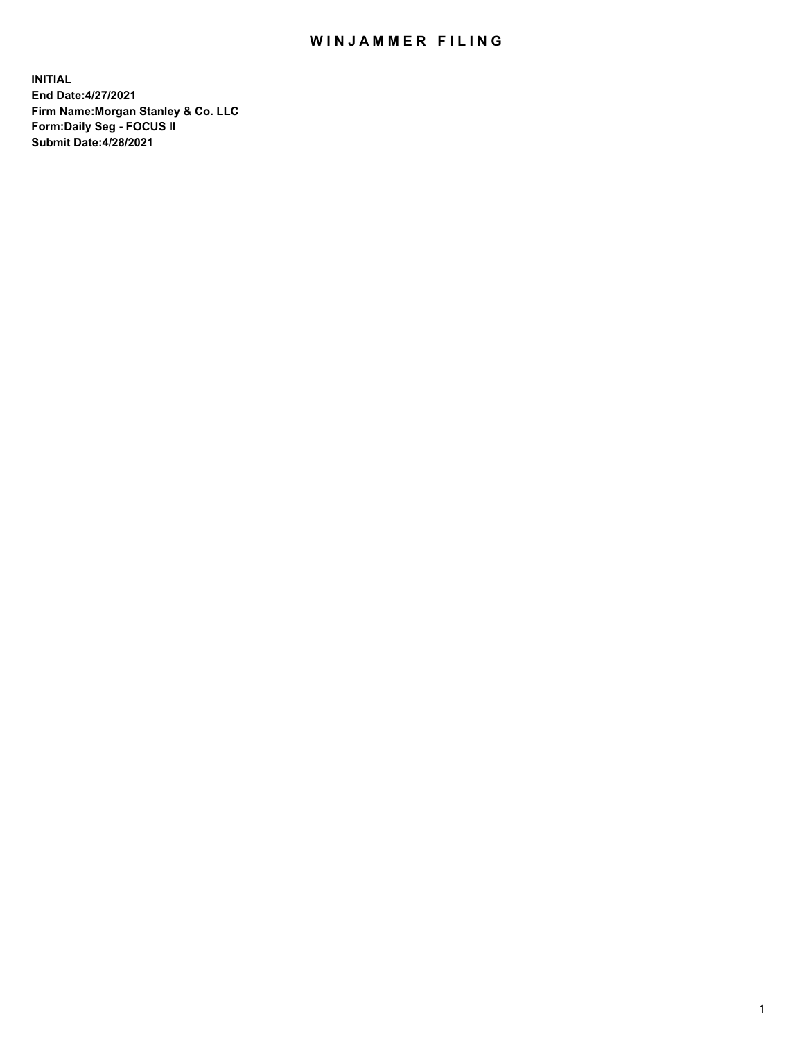# WINJAMMER FILING

**INITIAL**
**End Date:4/27/2021**
**Firm Name:Morgan Stanley & Co. LLC**
**Form:Daily Seg - FOCUS II**
**Submit Date:4/28/2021**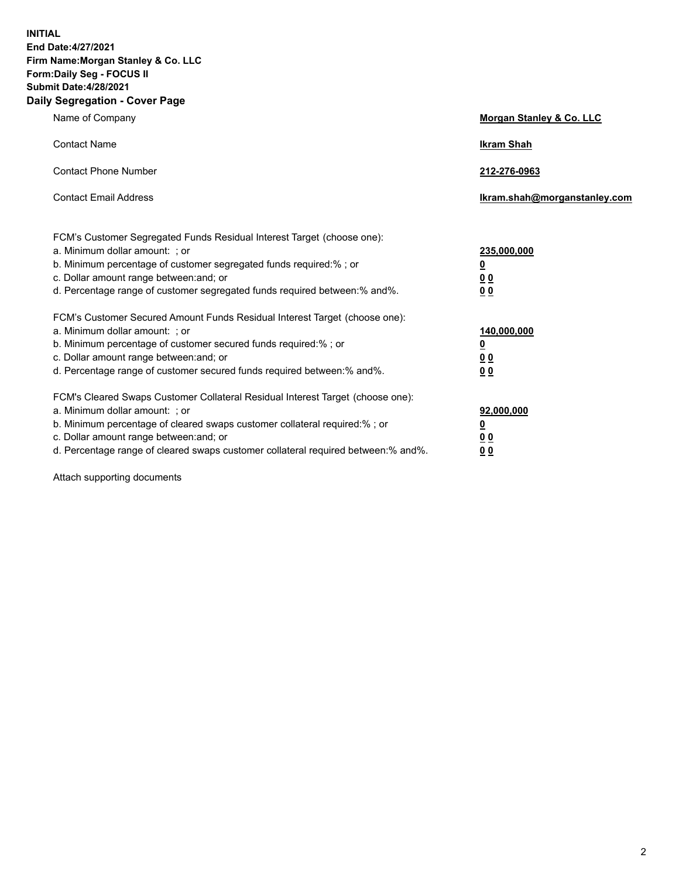**INITIAL**
**End Date:4/27/2021**
**Firm Name:Morgan Stanley & Co. LLC**
**Form:Daily Seg - FOCUS II**
**Submit Date:4/28/2021**
**Daily Segregation - Cover Page**

| | |
|---|---|
| Name of Company | **Morgan Stanley & Co. LLC** |
| Contact Name | **Ikram Shah** |
| Contact Phone Number | **212-276-0963** |
| Contact Email Address | **Ikram.shah@morganstanley.com** |

FCM's Customer Segregated Funds Residual Interest Target (choose one):

| | |
|---|---|
| a. Minimum dollar amount: ; or | **235,000,000** |
| b. Minimum percentage of customer segregated funds required:% ; or | **0** |
| c. Dollar amount range between:and; or | **0 0** |
| d. Percentage range of customer segregated funds required between:% and%. | **0 0** |

FCM's Customer Secured Amount Funds Residual Interest Target (choose one):

| | |
|---|---|
| a. Minimum dollar amount: ; or | **140,000,000** |
| b. Minimum percentage of customer secured funds required:% ; or | **0** |
| c. Dollar amount range between:and; or | **0 0** |
| d. Percentage range of customer secured funds required between:% and%. | **0 0** |

FCM's Cleared Swaps Customer Collateral Residual Interest Target (choose one):

| | |
|---|---|
| a. Minimum dollar amount: ; or | **92,000,000** |
| b. Minimum percentage of cleared swaps customer collateral required:% ; or | **0** |
| c. Dollar amount range between:and; or | **0 0** |
| d. Percentage range of cleared swaps customer collateral required between:% and%. | **0 0** |

Attach supporting documents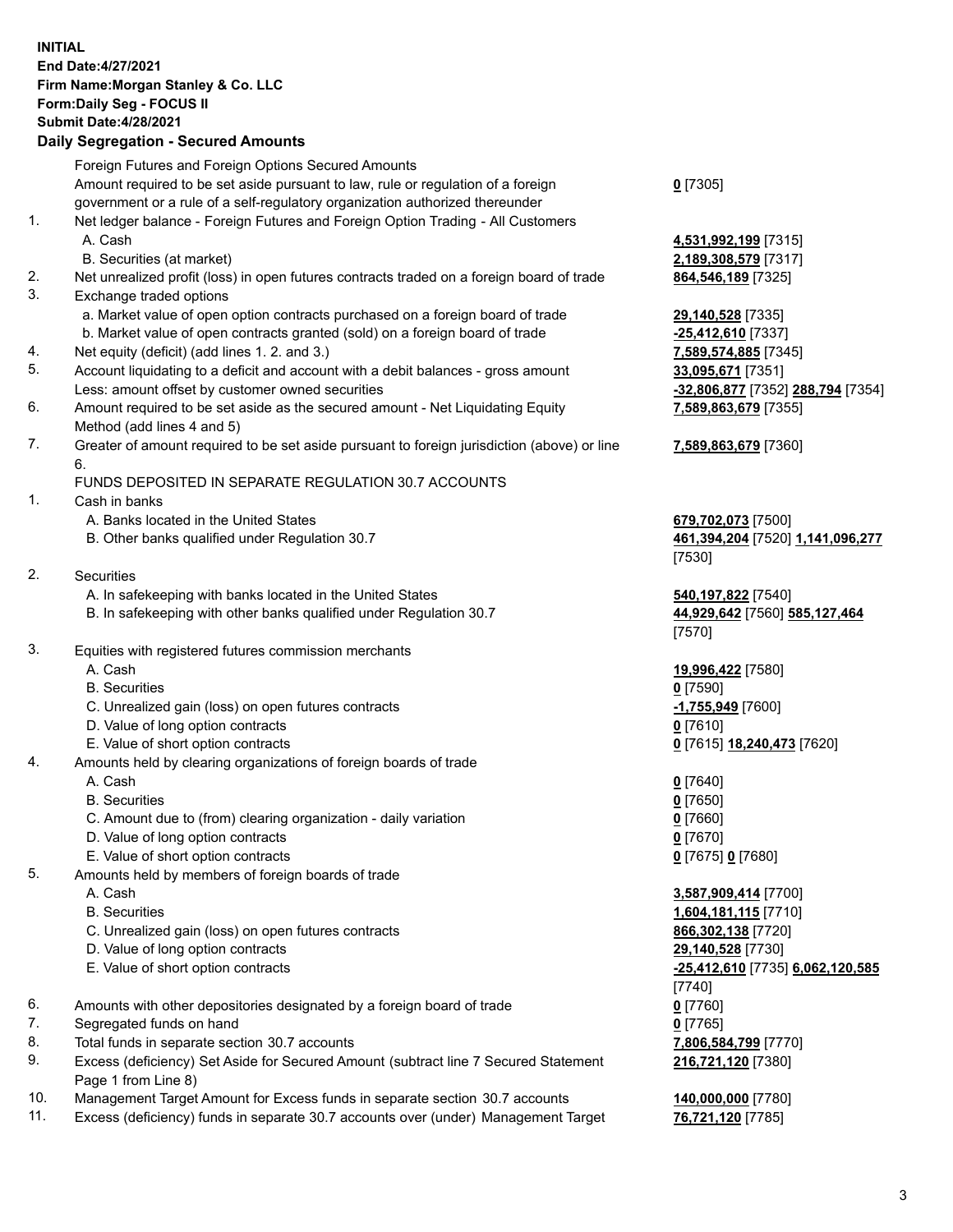**INITIAL**
**End Date:4/27/2021**
**Firm Name:Morgan Stanley & Co. LLC**
**Form:Daily Seg - FOCUS II**
**Submit Date:4/28/2021**

## Daily Segregation - Secured Amounts

| | | |
|---|---|---|
| | Foreign Futures and Foreign Options Secured Amounts | |
| | Amount required to be set aside pursuant to law, rule or regulation of a foreign government or a rule of a self-regulatory organization authorized thereunder | **0** [7305] |
| 1. | Net ledger balance - Foreign Futures and Foreign Option Trading - All Customers | |
| | A. Cash | **4,531,992,199** [7315] |
| | B. Securities (at market) | **2,189,308,579** [7317] |
| 2. | Net unrealized profit (loss) in open futures contracts traded on a foreign board of trade | **864,546,189** [7325] |
| 3. | Exchange traded options | |
| | a. Market value of open option contracts purchased on a foreign board of trade | **29,140,528** [7335] |
| | b. Market value of open contracts granted (sold) on a foreign board of trade | **-25,412,610** [7337] |
| 4. | Net equity (deficit) (add lines 1. 2. and 3.) | **7,589,574,885** [7345] |
| 5. | Account liquidating to a deficit and account with a debit balances - gross amount | **33,095,671** [7351] |
| | Less: amount offset by customer owned securities | **-32,806,877** [7352] **288,794** [7354] |
| 6. | Amount required to be set aside as the secured amount - Net Liquidating Equity Method (add lines 4 and 5) | **7,589,863,679** [7355] |
| 7. | Greater of amount required to be set aside pursuant to foreign jurisdiction (above) or line 6. | **7,589,863,679** [7360] |
| | FUNDS DEPOSITED IN SEPARATE REGULATION 30.7 ACCOUNTS | |
| 1. | Cash in banks | |
| | A. Banks located in the United States | **679,702,073** [7500] |
| | B. Other banks qualified under Regulation 30.7 | **461,394,204** [7520] **1,141,096,277** [7530] |
| 2. | Securities | |
| | A. In safekeeping with banks located in the United States | **540,197,822** [7540] |
| | B. In safekeeping with other banks qualified under Regulation 30.7 | **44,929,642** [7560] **585,127,464** [7570] |
| 3. | Equities with registered futures commission merchants | |
| | A. Cash | **19,996,422** [7580] |
| | B. Securities | **0** [7590] |
| | C. Unrealized gain (loss) on open futures contracts | **-1,755,949** [7600] |
| | D. Value of long option contracts | **0** [7610] |
| | E. Value of short option contracts | **0** [7615] **18,240,473** [7620] |
| 4. | Amounts held by clearing organizations of foreign boards of trade | |
| | A. Cash | **0** [7640] |
| | B. Securities | **0** [7650] |
| | C. Amount due to (from) clearing organization - daily variation | **0** [7660] |
| | D. Value of long option contracts | **0** [7670] |
| | E. Value of short option contracts | **0** [7675] **0** [7680] |
| 5. | Amounts held by members of foreign boards of trade | |
| | A. Cash | **3,587,909,414** [7700] |
| | B. Securities | **1,604,181,115** [7710] |
| | C. Unrealized gain (loss) on open futures contracts | **866,302,138** [7720] |
| | D. Value of long option contracts | **29,140,528** [7730] |
| | E. Value of short option contracts | **-25,412,610** [7735] **6,062,120,585** [7740] |
| 6. | Amounts with other depositories designated by a foreign board of trade | **0** [7760] |
| 7. | Segregated funds on hand | **0** [7765] |
| 8. | Total funds in separate section 30.7 accounts | **7,806,584,799** [7770] |
| 9. | Excess (deficiency) Set Aside for Secured Amount (subtract line 7 Secured Statement Page 1 from Line 8) | **216,721,120** [7380] |
| 10. | Management Target Amount for Excess funds in separate section 30.7 accounts | **140,000,000** [7780] |
| 11. | Excess (deficiency) funds in separate 30.7 accounts over (under) Management Target | **76,721,120** [7785] |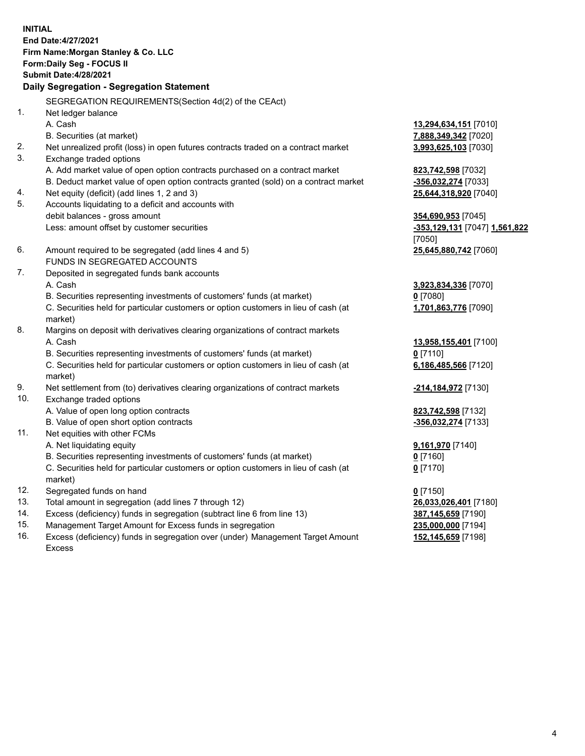**INITIAL**
**End Date:4/27/2021**
**Firm Name:Morgan Stanley & Co. LLC**
**Form:Daily Seg - FOCUS II**
**Submit Date:4/28/2021**

**Daily Segregation - Segregation Statement**

| | | |
|---|---|---|
| | SEGREGATION REQUIREMENTS(Section 4d(2) of the CEAct) | |
| 1. | Net ledger balance | |
| | A. Cash | **13,294,634,151** [7010] |
| | B. Securities (at market) | **7,888,349,342** [7020] |
| 2. | Net unrealized profit (loss) in open futures contracts traded on a contract market | **3,993,625,103** [7030] |
| 3. | Exchange traded options | |
| | A. Add market value of open option contracts purchased on a contract market | **823,742,598** [7032] |
| | B. Deduct market value of open option contracts granted (sold) on a contract market | **-356,032,274** [7033] |
| 4. | Net equity (deficit) (add lines 1, 2 and 3) | **25,644,318,920** [7040] |
| 5. | Accounts liquidating to a deficit and accounts with debit balances - gross amount | **354,690,953** [7045] |
| | Less: amount offset by customer securities | **-353,129,131** [7047] **1,561,822** [7050] |
| 6. | Amount required to be segregated (add lines 4 and 5) | **25,645,880,742** [7060] |
| | FUNDS IN SEGREGATED ACCOUNTS | |
| 7. | Deposited in segregated funds bank accounts | |
| | A. Cash | **3,923,834,336** [7070] |
| | B. Securities representing investments of customers' funds (at market) | **0** [7080] |
| | C. Securities held for particular customers or option customers in lieu of cash (at market) | **1,701,863,776** [7090] |
| 8. | Margins on deposit with derivatives clearing organizations of contract markets | |
| | A. Cash | **13,958,155,401** [7100] |
| | B. Securities representing investments of customers' funds (at market) | **0** [7110] |
| | C. Securities held for particular customers or option customers in lieu of cash (at market) | **6,186,485,566** [7120] |
| 9. | Net settlement from (to) derivatives clearing organizations of contract markets | **-214,184,972** [7130] |
| 10. | Exchange traded options | |
| | A. Value of open long option contracts | **823,742,598** [7132] |
| | B. Value of open short option contracts | **-356,032,274** [7133] |
| 11. | Net equities with other FCMs | |
| | A. Net liquidating equity | **9,161,970** [7140] |
| | B. Securities representing investments of customers' funds (at market) | **0** [7160] |
| | C. Securities held for particular customers or option customers in lieu of cash (at market) | **0** [7170] |
| 12. | Segregated funds on hand | **0** [7150] |
| 13. | Total amount in segregation (add lines 7 through 12) | **26,033,026,401** [7180] |
| 14. | Excess (deficiency) funds in segregation (subtract line 6 from line 13) | **387,145,659** [7190] |
| 15. | Management Target Amount for Excess funds in segregation | **235,000,000** [7194] |
| 16. | Excess (deficiency) funds in segregation over (under) Management Target Amount Excess | **152,145,659** [7198] |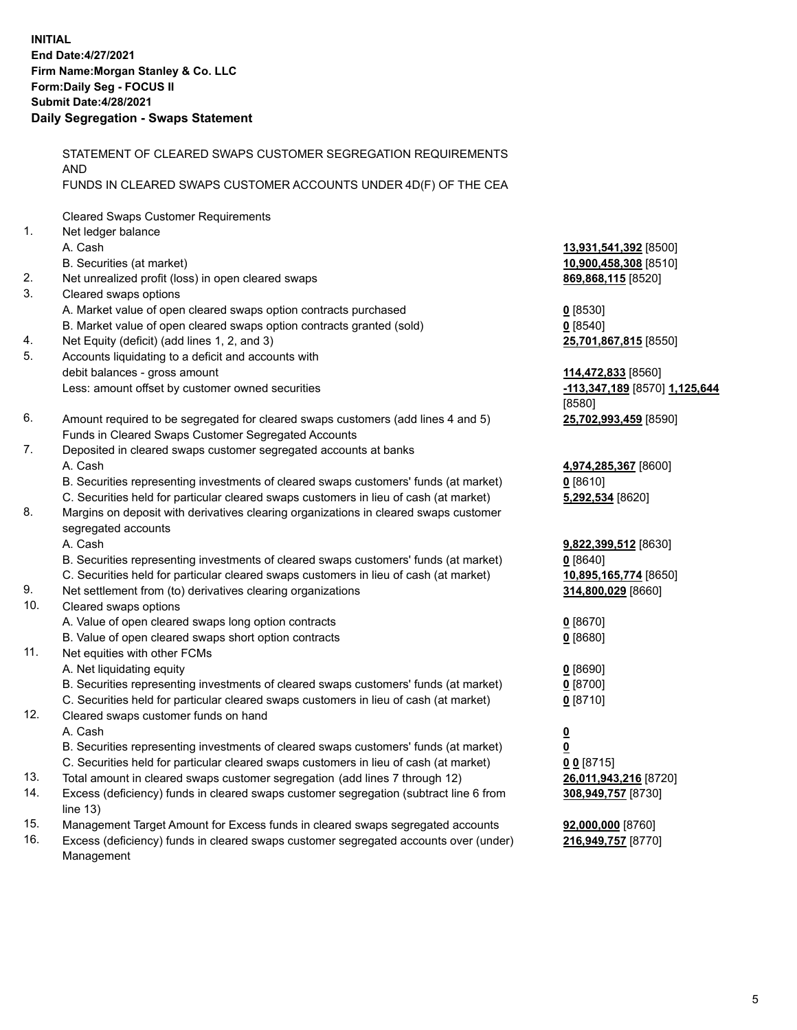**INITIAL**
**End Date:4/27/2021**
**Firm Name:Morgan Stanley & Co. LLC**
**Form:Daily Seg - FOCUS II**
**Submit Date:4/28/2021**
**Daily Segregation - Swaps Statement**

STATEMENT OF CLEARED SWAPS CUSTOMER SEGREGATION REQUIREMENTS AND FUNDS IN CLEARED SWAPS CUSTOMER ACCOUNTS UNDER 4D(F) OF THE CEA

| | | |
|---|---|---|
| | Cleared Swaps Customer Requirements | |
| 1. | Net ledger balance | |
| | A. Cash | **13,931,541,392** [8500] |
| | B. Securities (at market) | **10,900,458,308** [8510] |
| 2. | Net unrealized profit (loss) in open cleared swaps | **869,868,115** [8520] |
| 3. | Cleared swaps options | |
| | A. Market value of open cleared swaps option contracts purchased | **0** [8530] |
| | B. Market value of open cleared swaps option contracts granted (sold) | **0** [8540] |
| 4. | Net Equity (deficit) (add lines 1, 2, and 3) | **25,701,867,815** [8550] |
| 5. | Accounts liquidating to a deficit and accounts with debit balances - gross amount | **114,472,833** [8560] |
| | Less: amount offset by customer owned securities | **-113,347,189** [8570] **1,125,644** [8580] |
| 6. | Amount required to be segregated for cleared swaps customers (add lines 4 and 5) | **25,702,993,459** [8590] |
| | Funds in Cleared Swaps Customer Segregated Accounts | |
| 7. | Deposited in cleared swaps customer segregated accounts at banks | |
| | A. Cash | **4,974,285,367** [8600] |
| | B. Securities representing investments of cleared swaps customers' funds (at market) | **0** [8610] |
| | C. Securities held for particular cleared swaps customers in lieu of cash (at market) | **5,292,534** [8620] |
| 8. | Margins on deposit with derivatives clearing organizations in cleared swaps customer segregated accounts | |
| | A. Cash | **9,822,399,512** [8630] |
| | B. Securities representing investments of cleared swaps customers' funds (at market) | **0** [8640] |
| | C. Securities held for particular cleared swaps customers in lieu of cash (at market) | **10,895,165,774** [8650] |
| 9. | Net settlement from (to) derivatives clearing organizations | **314,800,029** [8660] |
| 10. | Cleared swaps options | |
| | A. Value of open cleared swaps long option contracts | **0** [8670] |
| | B. Value of open cleared swaps short option contracts | **0** [8680] |
| 11. | Net equities with other FCMs | |
| | A. Net liquidating equity | **0** [8690] |
| | B. Securities representing investments of cleared swaps customers' funds (at market) | **0** [8700] |
| | C. Securities held for particular cleared swaps customers in lieu of cash (at market) | **0** [8710] |
| 12. | Cleared swaps customer funds on hand | |
| | A. Cash | **0** |
| | B. Securities representing investments of cleared swaps customers' funds (at market) | **0** |
| | C. Securities held for particular cleared swaps customers in lieu of cash (at market) | **0** **0** [8715] |
| 13. | Total amount in cleared swaps customer segregation (add lines 7 through 12) | **26,011,943,216** [8720] |
| 14. | Excess (deficiency) funds in cleared swaps customer segregation (subtract line 6 from line 13) | **308,949,757** [8730] |
| 15. | Management Target Amount for Excess funds in cleared swaps segregated accounts | **92,000,000** [8760] |
| 16. | Excess (deficiency) funds in cleared swaps customer segregated accounts over (under) Management | **216,949,757** [8770] |